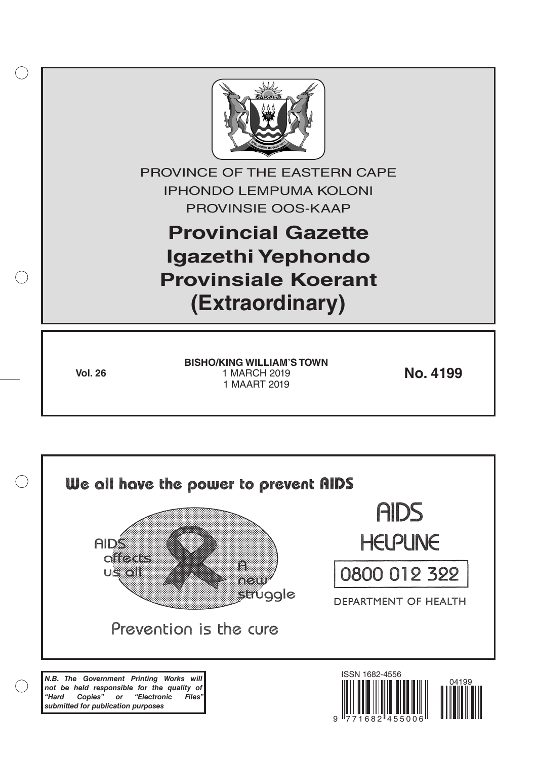PROVINCE OF THE EASTERN CAPE
IPHONDO LEMPUMA KOLONI
PROVINSIE OOS-KAAP

# Provincial Gazette
# Igazethi Yephondo
# Provinsiale Koerant
# (Extraordinary)

**Vol. 26**

**BISHO/KING WILLIAM'S TOWN**
1 MARCH 2019
1 MAART 2019

**No. 4199**

We all have the power to prevent AIDS

AIDS affects us all

A new struggle

Prevention is the cure

AIDS HELPLINE

0800 012 322

DEPARTMENT OF HEALTH

***N.B. The Government Printing Works will not be held responsible for the quality of "Hard Copies" or "Electronic Files" submitted for publication purposes***

ISSN 1682-4556

9 771682 455006

04199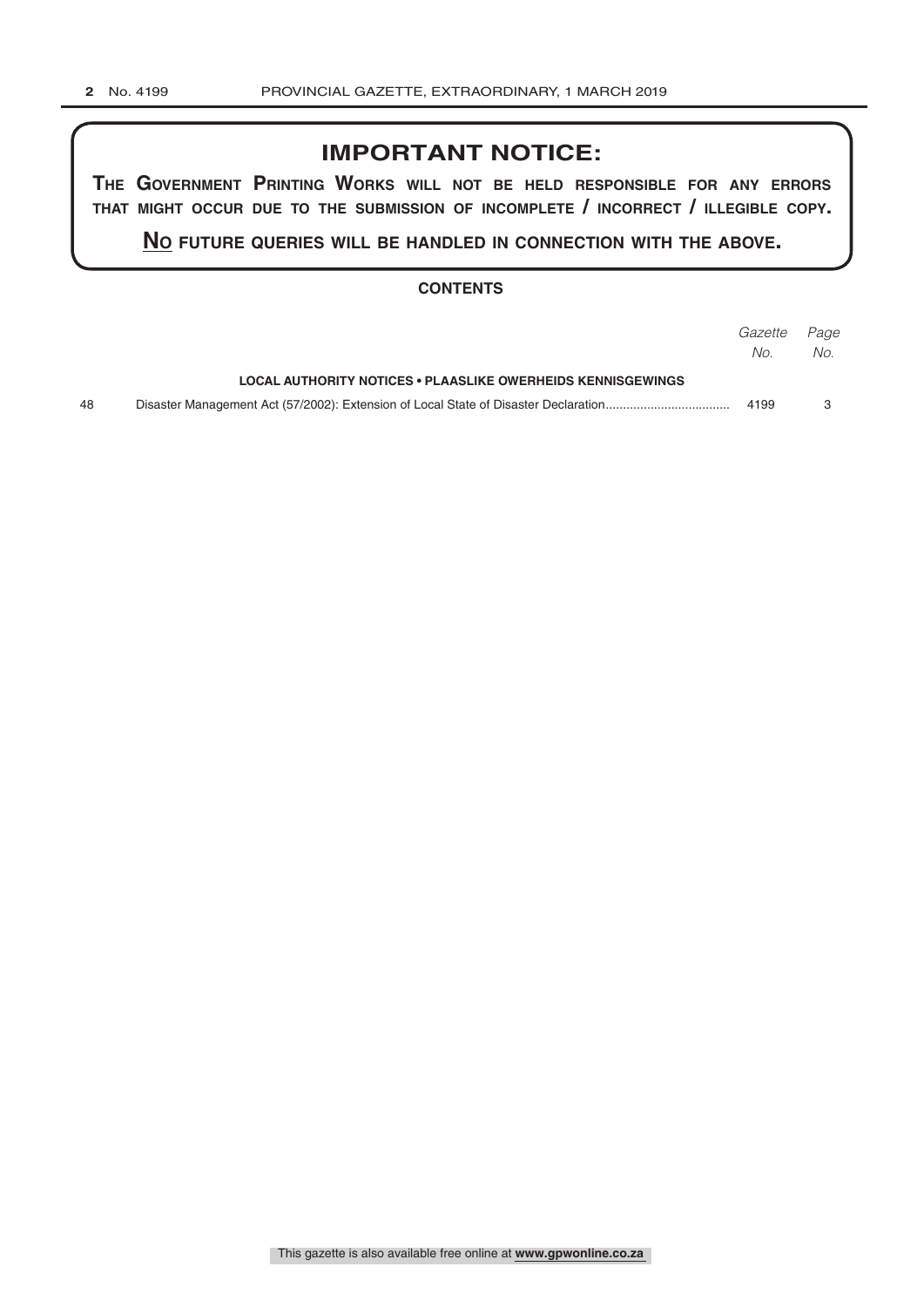## IMPORTANT NOTICE:

**THE GOVERNMENT PRINTING WORKS WILL NOT BE HELD RESPONSIBLE FOR ANY ERRORS THAT MIGHT OCCUR DUE TO THE SUBMISSION OF INCOMPLETE / INCORRECT / ILLEGIBLE COPY.**

**NO FUTURE QUERIES WILL BE HANDLED IN CONNECTION WITH THE ABOVE.**

### CONTENTS

| | | *Gazette No.* | *Page No.* |
|---|---|---|---|
| | **LOCAL AUTHORITY NOTICES • PLAASLIKE OWERHEIDS KENNISGEWINGS** | | |
| 48 | Disaster Management Act (57/2002): Extension of Local State of Disaster Declaration | 4199 | 3 |

This gazette is also available free online at **www.gpwonline.co.za**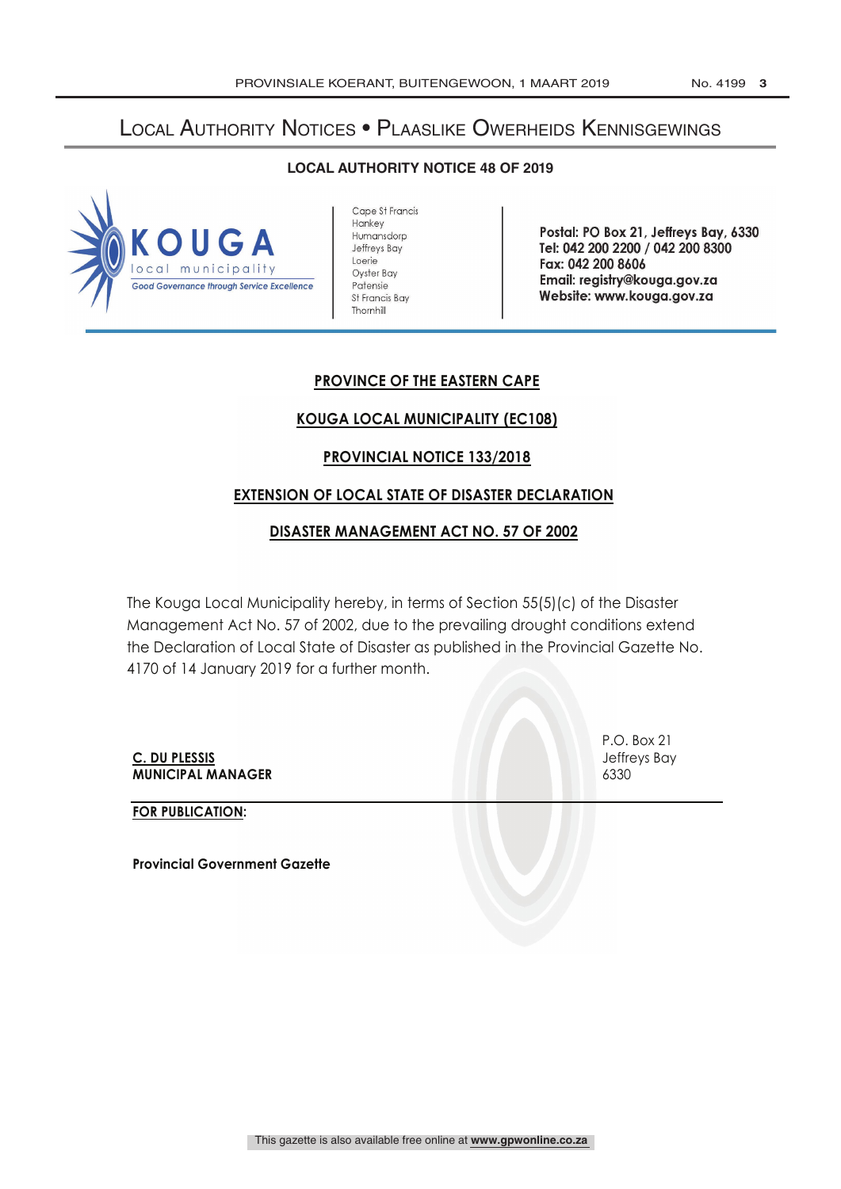# Local Authority Notices • Plaaslike Owerheids Kennisgewings

## LOCAL AUTHORITY NOTICE 48 OF 2019

**KOUGA** local municipality
*Good Governance through Service Excellence*

Cape St Francis
Hankey
Humansdorp
Jeffreys Bay
Loerie
Oyster Bay
Patensie
St Francis Bay
Thornhill

**Postal: PO Box 21, Jeffreys Bay, 6330**
**Tel: 042 200 2200 / 042 200 8300**
**Fax: 042 200 8606**
**Email: registry@kouga.gov.za**
**Website: www.kouga.gov.za**

**PROVINCE OF THE EASTERN CAPE**

**KOUGA LOCAL MUNICIPALITY (EC108)**

**PROVINCIAL NOTICE 133/2018**

**EXTENSION OF LOCAL STATE OF DISASTER DECLARATION**

**DISASTER MANAGEMENT ACT NO. 57 OF 2002**

The Kouga Local Municipality hereby, in terms of Section 55(5)(c) of the Disaster Management Act No. 57 of 2002, due to the prevailing drought conditions extend the Declaration of Local State of Disaster as published in the Provincial Gazette No. 4170 of 14 January 2019 for a further month.

**C. DU PLESSIS**
**MUNICIPAL MANAGER**

P.O. Box 21
Jeffreys Bay
6330

**FOR PUBLICATION:**

**Provincial Government Gazette**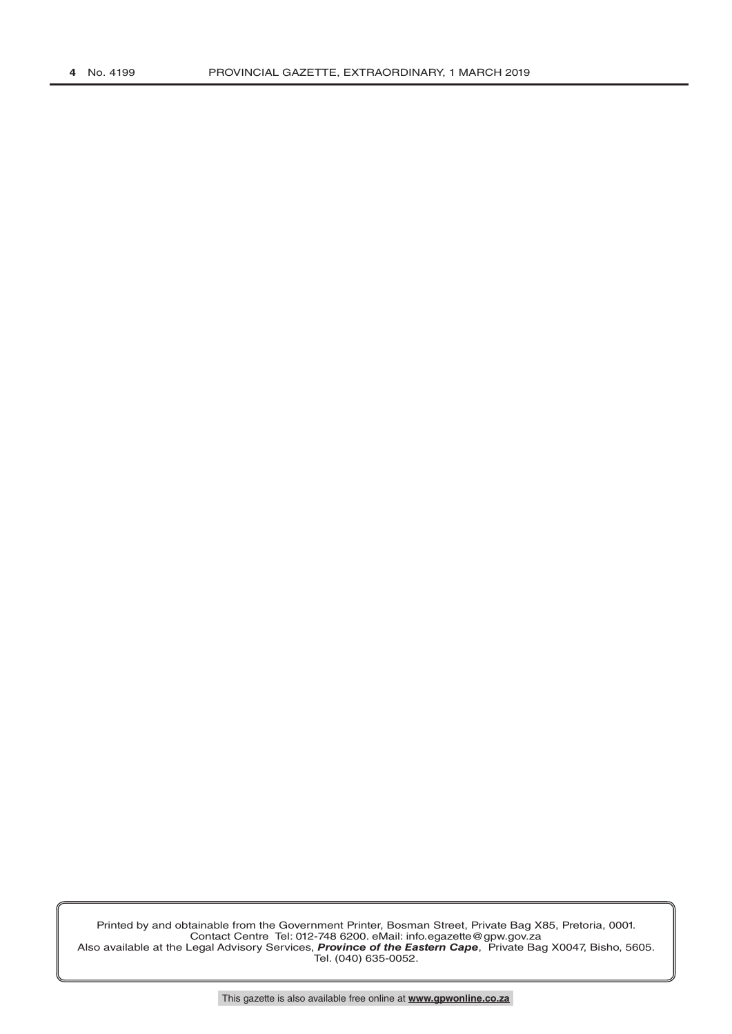Printed by and obtainable from the Government Printer, Bosman Street, Private Bag X85, Pretoria, 0001.
Contact Centre Tel: 012-748 6200. eMail: info.egazette@gpw.gov.za
Also available at the Legal Advisory Services, ***Province of the Eastern Cape***, Private Bag X0047, Bisho, 5605.
Tel. (040) 635-0052.

This gazette is also available free online at **www.gpwonline.co.za**